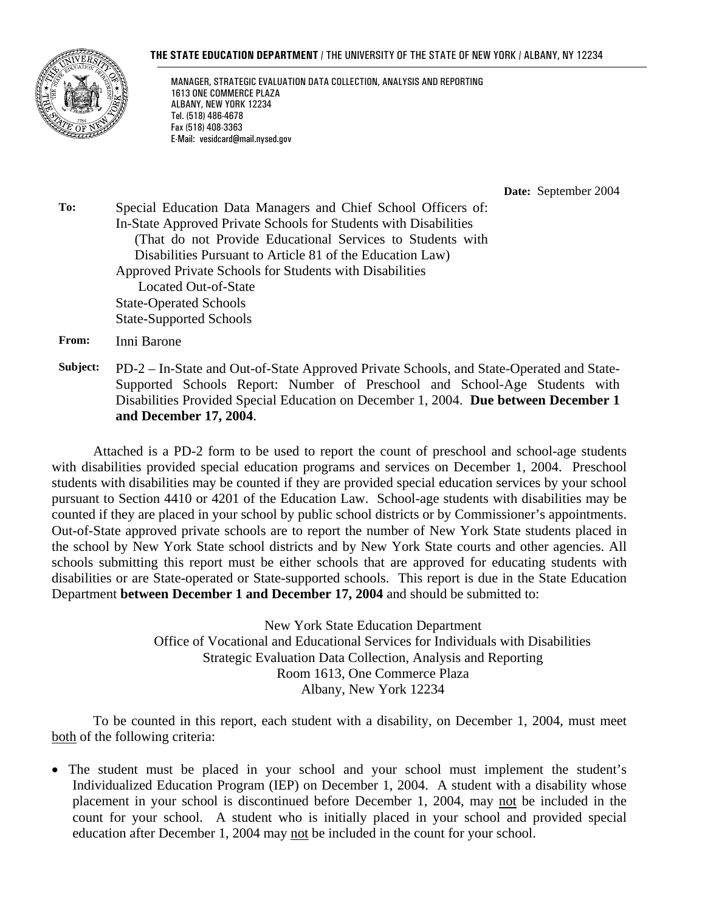**THE STATE EDUCATION DEPARTMENT** / THE UNIVERSITY OF THE STATE OF NEW YORK / ALBANY, NY 12234

MANAGER, STRATEGIC EVALUATION DATA COLLECTION, ANALYSIS AND REPORTING
1613 ONE COMMERCE PLAZA
ALBANY, NEW YORK 12234
Tel. (518) 486-4678
Fax (518) 408-3363
E-Mail: vesidcard@mail.nysed.gov

**Date:** September 2004

**To:** Special Education Data Managers and Chief School Officers of:
In-State Approved Private Schools for Students with Disabilities
(That do not Provide Educational Services to Students with Disabilities Pursuant to Article 81 of the Education Law)
Approved Private Schools for Students with Disabilities
Located Out-of-State
State-Operated Schools
State-Supported Schools

**From:** Inni Barone

**Subject:** PD-2 – In-State and Out-of-State Approved Private Schools, and State-Operated and State-Supported Schools Report: Number of Preschool and School-Age Students with Disabilities Provided Special Education on December 1, 2004. **Due between December 1 and December 17, 2004**.

Attached is a PD-2 form to be used to report the count of preschool and school-age students with disabilities provided special education programs and services on December 1, 2004. Preschool students with disabilities may be counted if they are provided special education services by your school pursuant to Section 4410 or 4201 of the Education Law. School-age students with disabilities may be counted if they are placed in your school by public school districts or by Commissioner's appointments. Out-of-State approved private schools are to report the number of New York State students placed in the school by New York State school districts and by New York State courts and other agencies. All schools submitting this report must be either schools that are approved for educating students with disabilities or are State-operated or State-supported schools. This report is due in the State Education Department **between December 1 and December 17, 2004** and should be submitted to:

New York State Education Department
Office of Vocational and Educational Services for Individuals with Disabilities
Strategic Evaluation Data Collection, Analysis and Reporting
Room 1613, One Commerce Plaza
Albany, New York 12234

To be counted in this report, each student with a disability, on December 1, 2004, must meet both of the following criteria:

- The student must be placed in your school and your school must implement the student's Individualized Education Program (IEP) on December 1, 2004. A student with a disability whose placement in your school is discontinued before December 1, 2004, may not be included in the count for your school. A student who is initially placed in your school and provided special education after December 1, 2004 may not be included in the count for your school.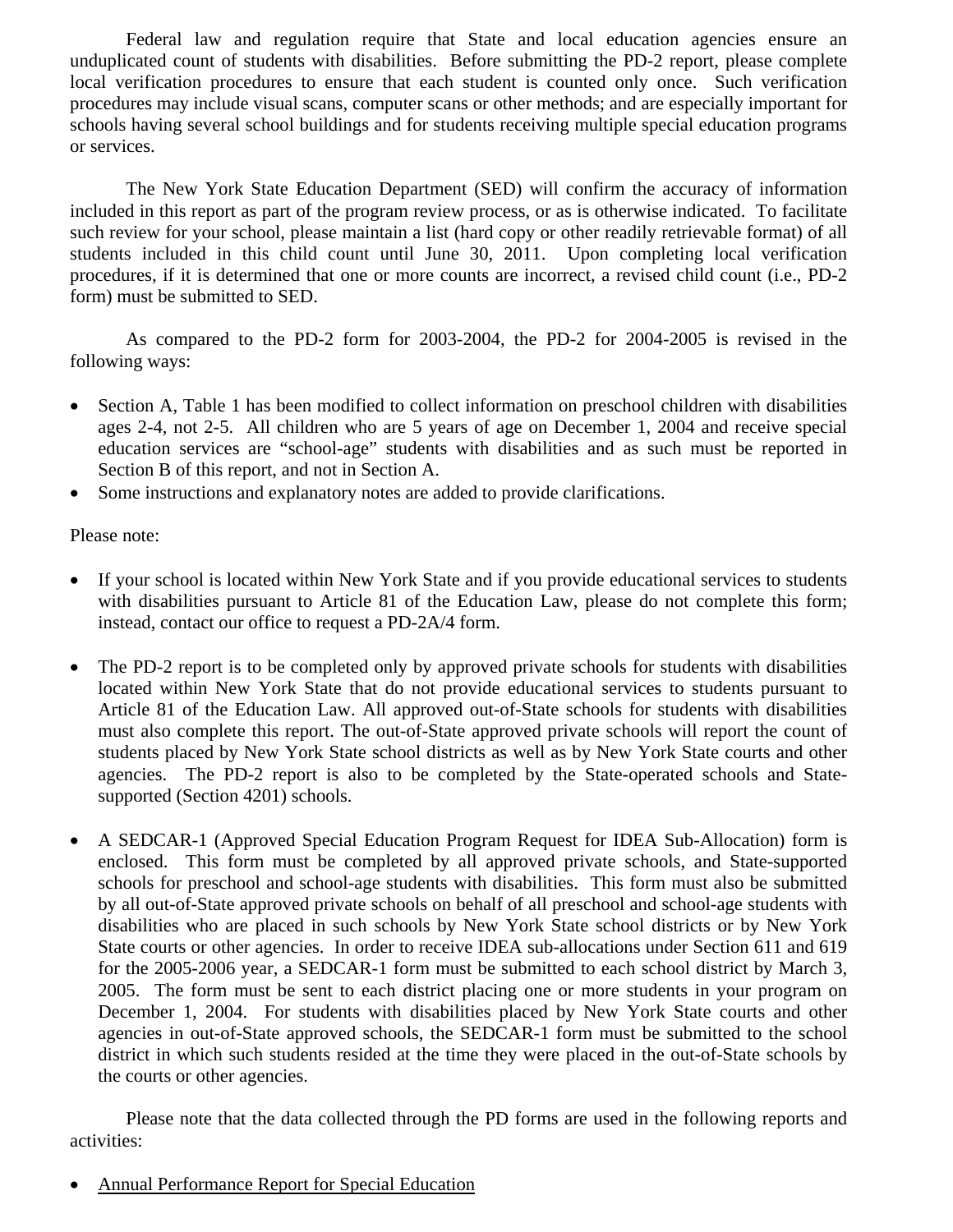Federal law and regulation require that State and local education agencies ensure an unduplicated count of students with disabilities. Before submitting the PD-2 report, please complete local verification procedures to ensure that each student is counted only once. Such verification procedures may include visual scans, computer scans or other methods; and are especially important for schools having several school buildings and for students receiving multiple special education programs or services.

The New York State Education Department (SED) will confirm the accuracy of information included in this report as part of the program review process, or as is otherwise indicated. To facilitate such review for your school, please maintain a list (hard copy or other readily retrievable format) of all students included in this child count until June 30, 2011. Upon completing local verification procedures, if it is determined that one or more counts are incorrect, a revised child count (i.e., PD-2 form) must be submitted to SED.

As compared to the PD-2 form for 2003-2004, the PD-2 for 2004-2005 is revised in the following ways:

- Section A, Table 1 has been modified to collect information on preschool children with disabilities ages 2-4, not 2-5. All children who are 5 years of age on December 1, 2004 and receive special education services are "school-age" students with disabilities and as such must be reported in Section B of this report, and not in Section A.
- Some instructions and explanatory notes are added to provide clarifications.

Please note:

- If your school is located within New York State and if you provide educational services to students with disabilities pursuant to Article 81 of the Education Law, please do not complete this form; instead, contact our office to request a PD-2A/4 form.

- The PD-2 report is to be completed only by approved private schools for students with disabilities located within New York State that do not provide educational services to students pursuant to Article 81 of the Education Law. All approved out-of-State schools for students with disabilities must also complete this report. The out-of-State approved private schools will report the count of students placed by New York State school districts as well as by New York State courts and other agencies. The PD-2 report is also to be completed by the State-operated schools and State-supported (Section 4201) schools.

- A SEDCAR-1 (Approved Special Education Program Request for IDEA Sub-Allocation) form is enclosed. This form must be completed by all approved private schools, and State-supported schools for preschool and school-age students with disabilities. This form must also be submitted by all out-of-State approved private schools on behalf of all preschool and school-age students with disabilities who are placed in such schools by New York State school districts or by New York State courts or other agencies. In order to receive IDEA sub-allocations under Section 611 and 619 for the 2005-2006 year, a SEDCAR-1 form must be submitted to each school district by March 3, 2005. The form must be sent to each district placing one or more students in your program on December 1, 2004. For students with disabilities placed by New York State courts and other agencies in out-of-State approved schools, the SEDCAR-1 form must be submitted to the school district in which such students resided at the time they were placed in the out-of-State schools by the courts or other agencies.

Please note that the data collected through the PD forms are used in the following reports and activities:

- <u>Annual Performance Report for Special Education</u>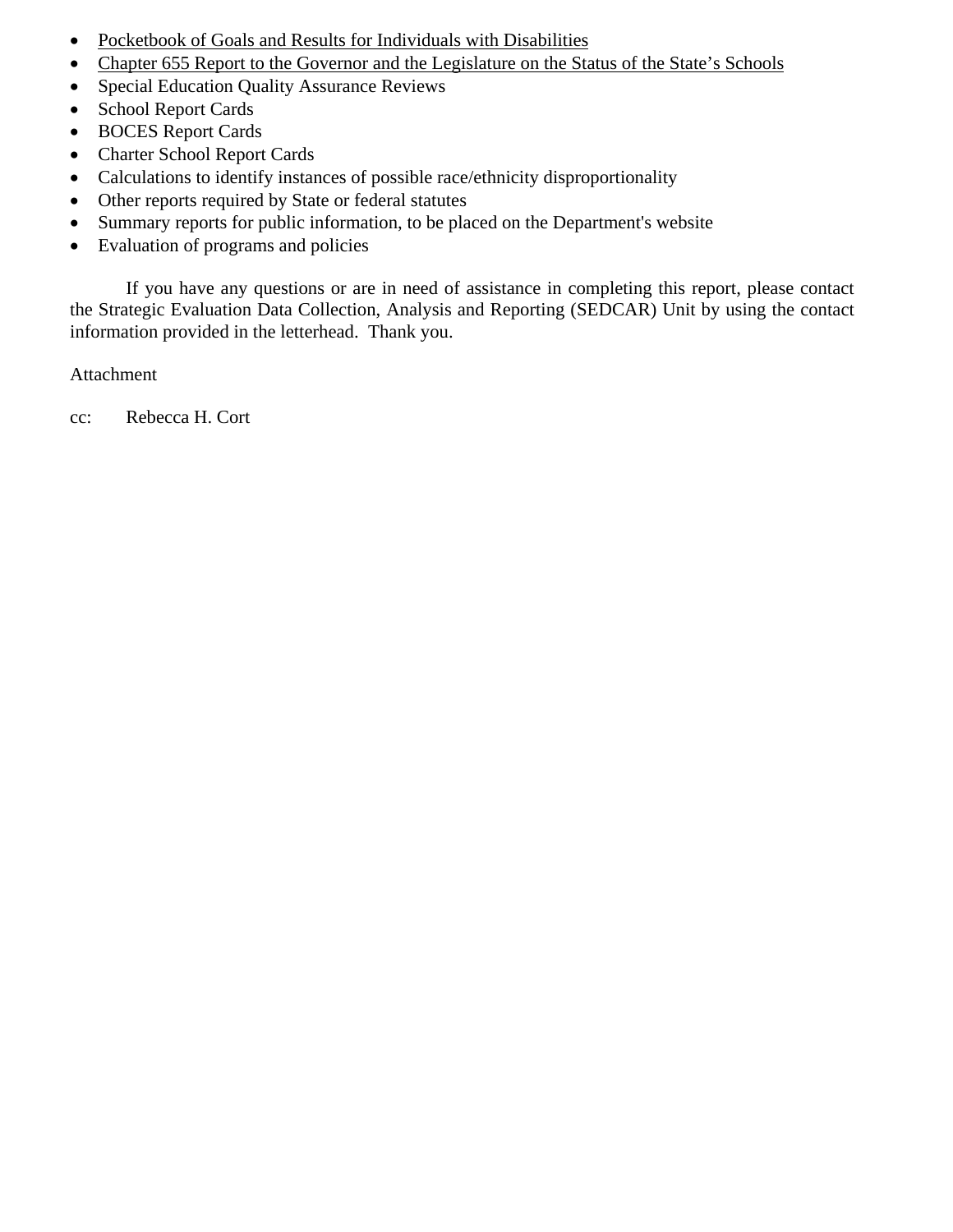- Pocketbook of Goals and Results for Individuals with Disabilities
- Chapter 655 Report to the Governor and the Legislature on the Status of the State's Schools
- Special Education Quality Assurance Reviews
- School Report Cards
- BOCES Report Cards
- Charter School Report Cards
- Calculations to identify instances of possible race/ethnicity disproportionality
- Other reports required by State or federal statutes
- Summary reports for public information, to be placed on the Department's website
- Evaluation of programs and policies

If you have any questions or are in need of assistance in completing this report, please contact the Strategic Evaluation Data Collection, Analysis and Reporting (SEDCAR) Unit by using the contact information provided in the letterhead. Thank you.

Attachment

cc: Rebecca H. Cort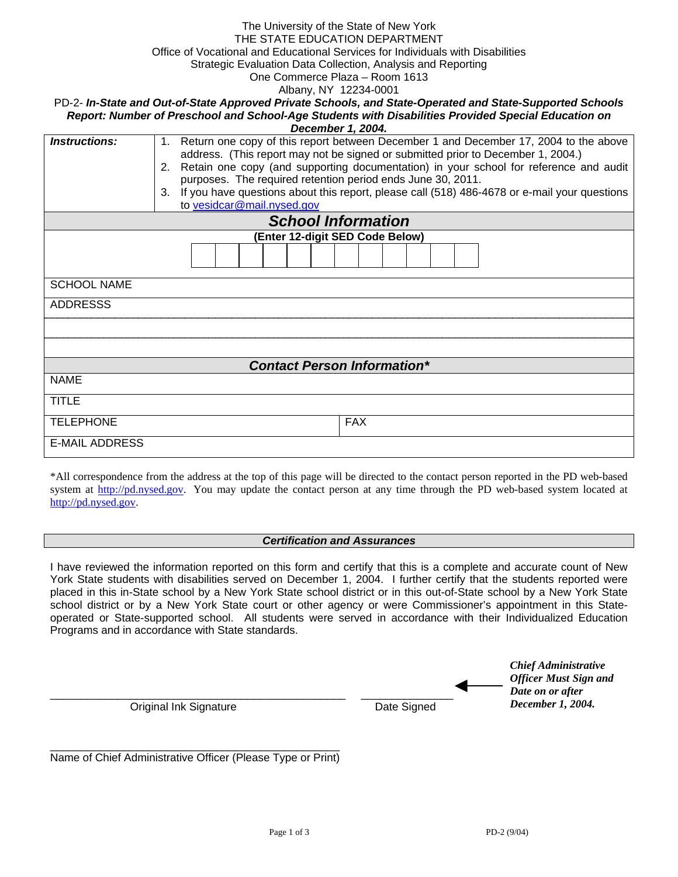The University of the State of New York
THE STATE EDUCATION DEPARTMENT
Office of Vocational and Educational Services for Individuals with Disabilities
Strategic Evaluation Data Collection, Analysis and Reporting
One Commerce Plaza – Room 1613
Albany, NY 12234-0001

PD-2- ***In-State and Out-of-State Approved Private Schools, and State-Operated and State-Supported Schools Report: Number of Preschool and School-Age Students with Disabilities Provided Special Education on December 1, 2004.***

| ***Instructions:*** | 1. Return one copy of this report between December 1 and December 17, 2004 to the above address. (This report may not be signed or submitted prior to December 1, 2004.)<br>2. Retain one copy (and supporting documentation) in your school for reference and audit purposes. The required retention period ends June 30, 2011.<br>3. If you have questions about this report, please call (518) 486-4678 or e-mail your questions to vesidcar@mail.nysed.gov |
|---|---|

## *School Information*

**(Enter 12-digit SED Code Below)**

| | | | | | | | | | | | |
|---|---|---|---|---|---|---|---|---|---|---|---|
| | | | | | | | | | | | |

SCHOOL NAME

ADDRESSS

## *Contact Person Information**

NAME

TITLE

| TELEPHONE | FAX |
|---|---|

E-MAIL ADDRESS

*All correspondence from the address at the top of this page will be directed to the contact person reported in the PD web-based system at http://pd.nysed.gov. You may update the contact person at any time through the PD web-based system located at http://pd.nysed.gov.

### *Certification and Assurances*

I have reviewed the information reported on this form and certify that this is a complete and accurate count of New York State students with disabilities served on December 1, 2004. I further certify that the students reported were placed in this in-State school by a New York State school district or in this out-of-State school by a New York State school district or by a New York State court or other agency or were Commissioner's appointment in this State-operated or State-supported school. All students were served in accordance with their Individualized Education Programs and in accordance with State standards.

\_\_\_\_\_\_\_\_\_\_\_\_\_\_\_\_\_\_\_\_\_\_\_\_\_\_\_\_\_\_\_\_\_\_\_\_\_\_\_\_\_\_\_\_ \_\_\_\_\_\_\_\_\_\_\_\_\_\_
Original Ink Signature Date Signed

← ***Chief Administrative Officer Must Sign and Date on or after December 1, 2004.***

\_\_\_\_\_\_\_\_\_\_\_\_\_\_\_\_\_\_\_\_\_\_\_\_\_\_\_\_\_\_\_\_\_\_\_\_\_\_\_\_\_\_\_\_
Name of Chief Administrative Officer (Please Type or Print)

PD-2 (9/04)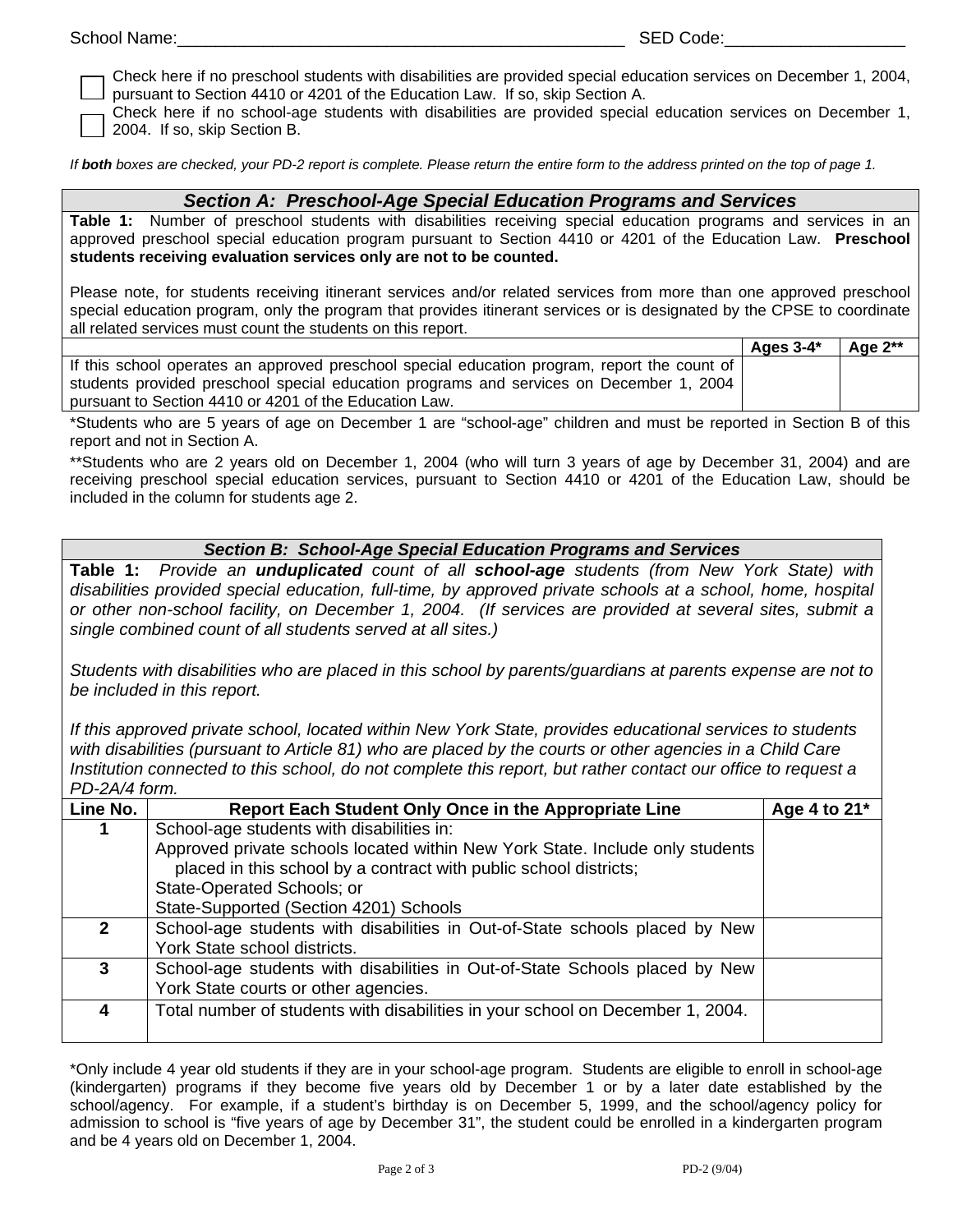School Name:_______________________________________________ SED Code:___________________

☐ Check here if no preschool students with disabilities are provided special education services on December 1, 2004, pursuant to Section 4410 or 4201 of the Education Law. If so, skip Section A.

☐ Check here if no school-age students with disabilities are provided special education services on December 1, 2004. If so, skip Section B.

*If **both** boxes are checked, your PD-2 report is complete. Please return the entire form to the address printed on the top of page 1.*

## *Section A: Preschool-Age Special Education Programs and Services*

**Table 1:** Number of preschool students with disabilities receiving special education programs and services in an approved preschool special education program pursuant to Section 4410 or 4201 of the Education Law. **Preschool students receiving evaluation services only are not to be counted.**

Please note, for students receiving itinerant services and/or related services from more than one approved preschool special education program, only the program that provides itinerant services or is designated by the CPSE to coordinate all related services must count the students on this report.

| | Ages 3-4* | Age 2** |
|---|---|---|
| If this school operates an approved preschool special education program, report the count of students provided preschool special education programs and services on December 1, 2004 pursuant to Section 4410 or 4201 of the Education Law. | | |

*Students who are 5 years of age on December 1 are "school-age" children and must be reported in Section B of this report and not in Section A.

**Students who are 2 years old on December 1, 2004 (who will turn 3 years of age by December 31, 2004) and are receiving preschool special education services, pursuant to Section 4410 or 4201 of the Education Law, should be included in the column for students age 2.

## *Section B: School-Age Special Education Programs and Services*

**Table 1:** *Provide an **unduplicated** count of all **school-age** students (from New York State) with disabilities provided special education, full-time, by approved private schools at a school, home, hospital or other non-school facility, on December 1, 2004. (If services are provided at several sites, submit a single combined count of all students served at all sites.)*

*Students with disabilities who are placed in this school by parents/guardians at parents expense are not to be included in this report.*

*If this approved private school, located within New York State, provides educational services to students with disabilities (pursuant to Article 81) who are placed by the courts or other agencies in a Child Care Institution connected to this school, do not complete this report, but rather contact our office to request a PD-2A/4 form.*

| Line No. | Report Each Student Only Once in the Appropriate Line | Age 4 to 21* |
|---|---|---|
| 1 | School-age students with disabilities in:<br>Approved private schools located within New York State. Include only students placed in this school by a contract with public school districts;<br>State-Operated Schools; or<br>State-Supported (Section 4201) Schools | |
| 2 | School-age students with disabilities in Out-of-State schools placed by New York State school districts. | |
| 3 | School-age students with disabilities in Out-of-State Schools placed by New York State courts or other agencies. | |
| 4 | Total number of students with disabilities in your school on December 1, 2004. | |

*Only include 4 year old students if they are in your school-age program. Students are eligible to enroll in school-age (kindergarten) programs if they become five years old by December 1 or by a later date established by the school/agency. For example, if a student's birthday is on December 5, 1999, and the school/agency policy for admission to school is "five years of age by December 31", the student could be enrolled in a kindergarten program and be 4 years old on December 1, 2004.

PD-2 (9/04)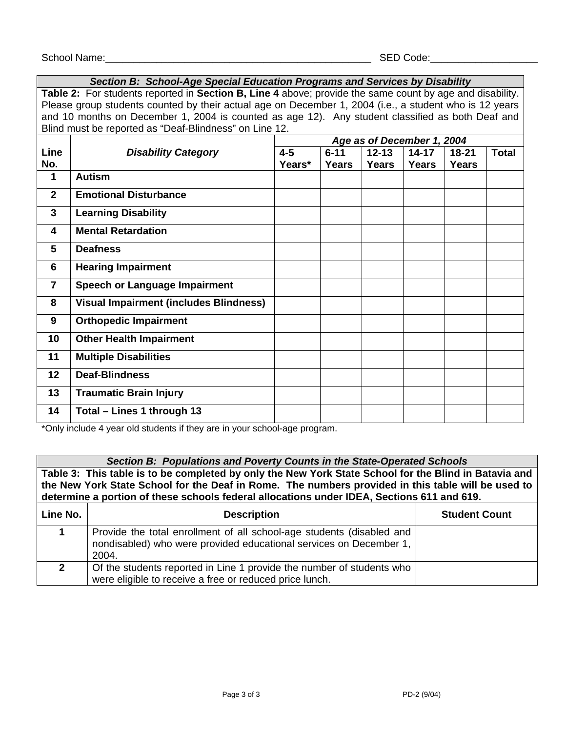School Name:_______________________________________________ SED Code:__________________

| Section B: School-Age Special Education Programs and Services by Disability | | | | | | | |
|---|---|---|---|---|---|---|---|
| **Table 2:** For students reported in **Section B, Line 4** above; provide the same count by age and disability. Please group students counted by their actual age on December 1, 2004 (i.e., a student who is 12 years and 10 months on December 1, 2004 is counted as age 12). Any student classified as both Deaf and Blind must be reported as "Deaf-Blindness" on Line 12. | | | | | | | |
| | | ***Age as of December 1, 2004*** | | | | | |
| **Line No.** | ***Disability Category*** | **4-5 Years*** | **6-11 Years** | **12-13 Years** | **14-17 Years** | **18-21 Years** | **Total** |
| **1** | **Autism** | | | | | | |
| **2** | **Emotional Disturbance** | | | | | | |
| **3** | **Learning Disability** | | | | | | |
| **4** | **Mental Retardation** | | | | | | |
| **5** | **Deafness** | | | | | | |
| **6** | **Hearing Impairment** | | | | | | |
| **7** | **Speech or Language Impairment** | | | | | | |
| **8** | **Visual Impairment (includes Blindness)** | | | | | | |
| **9** | **Orthopedic Impairment** | | | | | | |
| **10** | **Other Health Impairment** | | | | | | |
| **11** | **Multiple Disabilities** | | | | | | |
| **12** | **Deaf-Blindness** | | | | | | |
| **13** | **Traumatic Brain Injury** | | | | | | |
| **14** | **Total – Lines 1 through 13** | | | | | | |

*Only include 4 year old students if they are in your school-age program.

| Section B: Populations and Poverty Counts in the State-Operated Schools | | |
|---|---|---|
| **Table 3: This table is to be completed by only the New York State School for the Blind in Batavia and the New York State School for the Deaf in Rome. The numbers provided in this table will be used to determine a portion of these schools federal allocations under IDEA, Sections 611 and 619.** | | |
| **Line No.** | **Description** | **Student Count** |
| **1** | Provide the total enrollment of all school-age students (disabled and nondisabled) who were provided educational services on December 1, 2004. | |
| **2** | Of the students reported in Line 1 provide the number of students who were eligible to receive a free or reduced price lunch. | |

PD-2 (9/04)